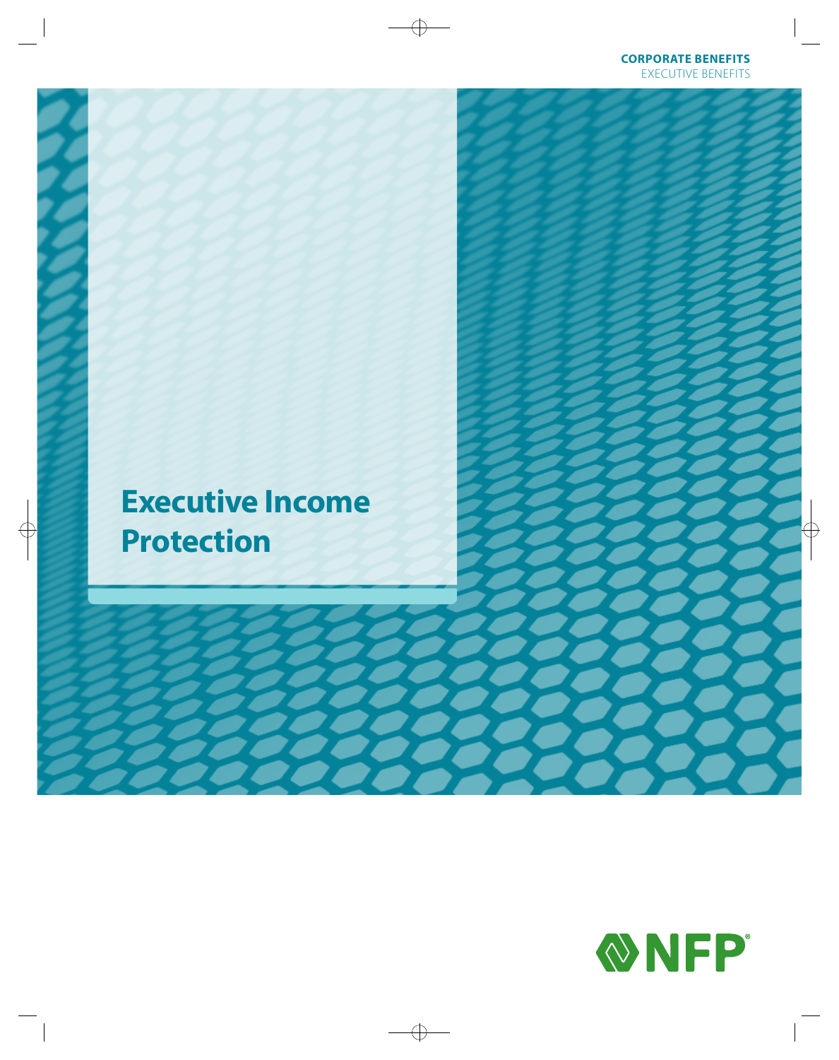**CORPORATE BENEFITS**
EXECUTIVE BENEFITS

# Executive Income Protection

NFP®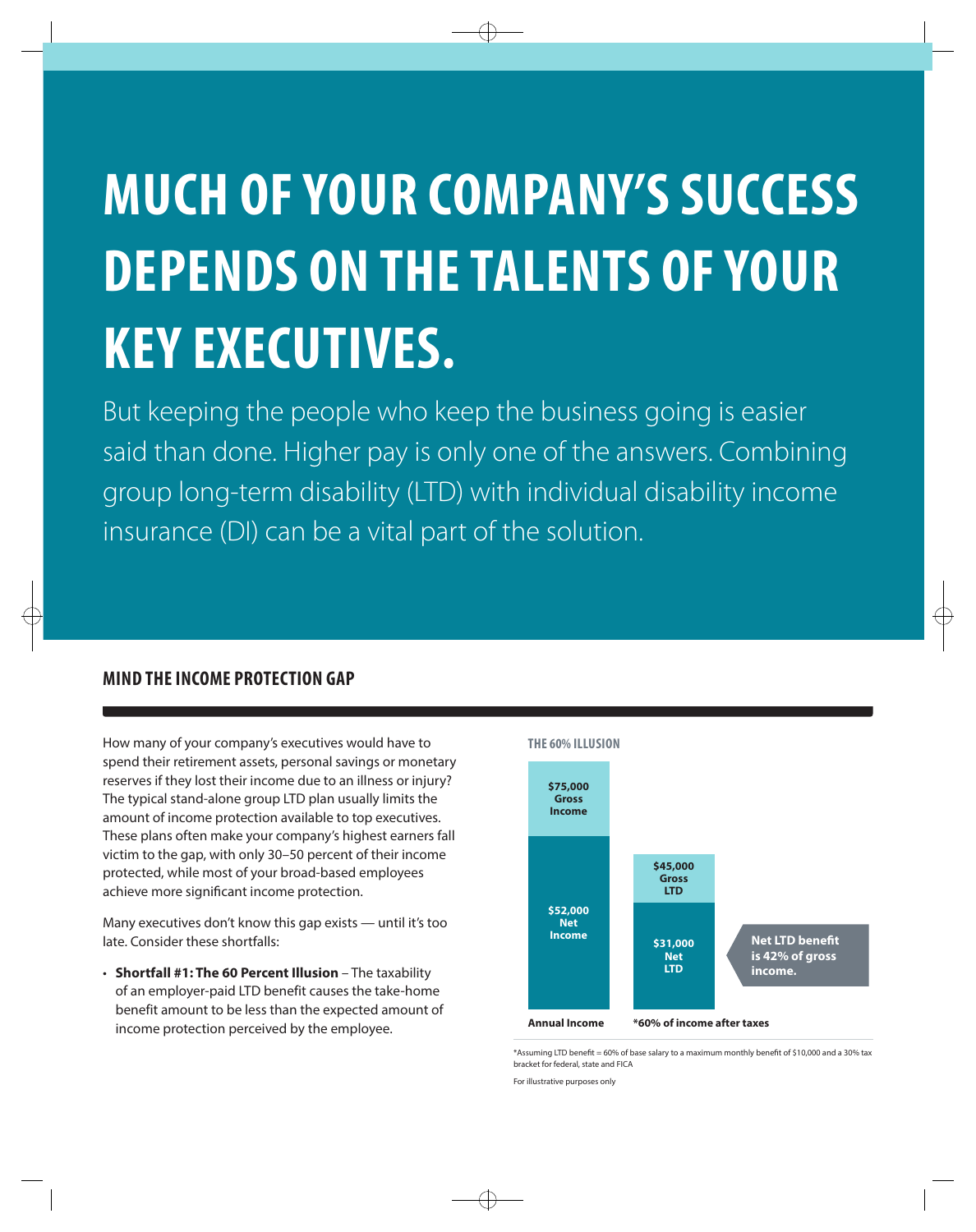# MUCH OF YOUR COMPANY'S SUCCESS DEPENDS ON THE TALENTS OF YOUR KEY EXECUTIVES.

But keeping the people who keep the business going is easier said than done. Higher pay is only one of the answers. Combining group long-term disability (LTD) with individual disability income insurance (DI) can be a vital part of the solution.

## MIND THE INCOME PROTECTION GAP

How many of your company's executives would have to spend their retirement assets, personal savings or monetary reserves if they lost their income due to an illness or injury? The typical stand-alone group LTD plan usually limits the amount of income protection available to top executives. These plans often make your company's highest earners fall victim to the gap, with only 30–50 percent of their income protected, while most of your broad-based employees achieve more significant income protection.

Many executives don't know this gap exists — until it's too late. Consider these shortfalls:

- **Shortfall #1: The 60 Percent Illusion** – The taxability of an employer-paid LTD benefit causes the take-home benefit amount to be less than the expected amount of income protection perceived by the employee.

**THE 60% ILLUSION**

| | Annual Income | *60% of income after taxes |
|---|---|---|
| Gross | $75,000 Gross Income | $45,000 Gross LTD |
| Net | $52,000 Net Income | $31,000 Net LTD |

Net LTD benefit is 42% of gross income.

*Assuming LTD benefit = 60% of base salary to a maximum monthly benefit of $10,000 and a 30% tax bracket for federal, state and FICA

For illustrative purposes only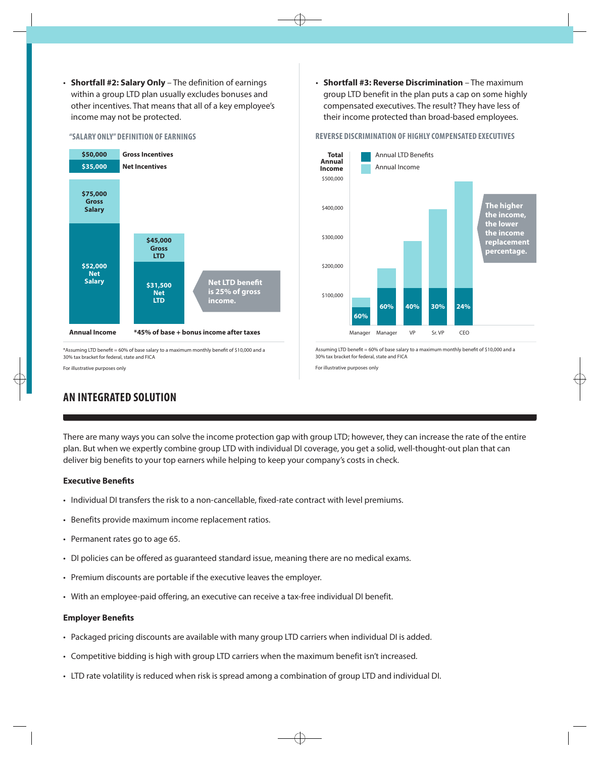- **Shortfall #2: Salary Only** – The definition of earnings within a group LTD plan usually excludes bonuses and other incentives. That means that all of a key employee's income may not be protected.

### "SALARY ONLY" DEFINITION OF EARNINGS

| Annual Income | *45% of base + bonus income after taxes |
|---|---|
| $50,000 Gross Incentives | |
| $35,000 Net Incentives | |
| $75,000 Gross Salary | $45,000 Gross LTD |
| $52,000 Net Salary | $31,500 Net LTD |

Net LTD benefit is 25% of gross income.

*Assuming LTD benefit = 60% of base salary to a maximum monthly benefit of $10,000 and a 30% tax bracket for federal, state and FICA

For illustrative purposes only

- **Shortfall #3: Reverse Discrimination** – The maximum group LTD benefit in the plan puts a cap on some highly compensated executives. The result? They have less of their income protected than broad-based employees.

### REVERSE DISCRIMINATION OF HIGHLY COMPENSATED EXECUTIVES

| | Manager | Manager | VP | Sr. VP | CEO |
|---|---|---|---|---|---|
| Annual LTD Benefits (% of income) | 60% | 60% | 40% | 30% | 24% |

The higher the income, the lower the income replacement percentage.

Assuming LTD benefit = 60% of base salary to a maximum monthly benefit of $10,000 and a 30% tax bracket for federal, state and FICA

For illustrative purposes only

## AN INTEGRATED SOLUTION

There are many ways you can solve the income protection gap with group LTD; however, they can increase the rate of the entire plan. But when we expertly combine group LTD with individual DI coverage, you get a solid, well-thought-out plan that can deliver big benefits to your top earners while helping to keep your company's costs in check.

**Executive Benefits**

- Individual DI transfers the risk to a non-cancellable, fixed-rate contract with level premiums.
- Benefits provide maximum income replacement ratios.
- Permanent rates go to age 65.
- DI policies can be offered as guaranteed standard issue, meaning there are no medical exams.
- Premium discounts are portable if the executive leaves the employer.
- With an employee-paid offering, an executive can receive a tax-free individual DI benefit.

**Employer Benefits**

- Packaged pricing discounts are available with many group LTD carriers when individual DI is added.
- Competitive bidding is high with group LTD carriers when the maximum benefit isn't increased.
- LTD rate volatility is reduced when risk is spread among a combination of group LTD and individual DI.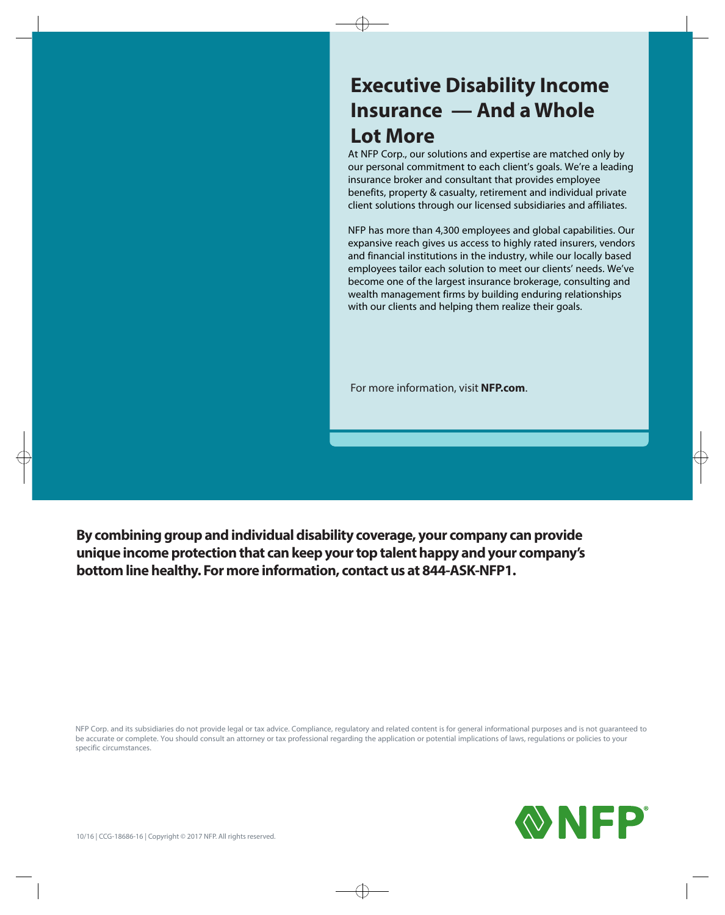# Executive Disability Income Insurance — And a Whole Lot More

At NFP Corp., our solutions and expertise are matched only by our personal commitment to each client's goals. We're a leading insurance broker and consultant that provides employee benefits, property & casualty, retirement and individual private client solutions through our licensed subsidiaries and affiliates.

NFP has more than 4,300 employees and global capabilities. Our expansive reach gives us access to highly rated insurers, vendors and financial institutions in the industry, while our locally based employees tailor each solution to meet our clients' needs. We've become one of the largest insurance brokerage, consulting and wealth management firms by building enduring relationships with our clients and helping them realize their goals.

For more information, visit **NFP.com**.

**By combining group and individual disability coverage, your company can provide unique income protection that can keep your top talent happy and your company's bottom line healthy. For more information, contact us at 844-ASK-NFP1.**

NFP Corp. and its subsidiaries do not provide legal or tax advice. Compliance, regulatory and related content is for general informational purposes and is not guaranteed to be accurate or complete. You should consult an attorney or tax professional regarding the application or potential implications of laws, regulations or policies to your specific circumstances.

10/16 | CCG-18686-16 | Copyright © 2017 NFP. All rights reserved.

NFP®